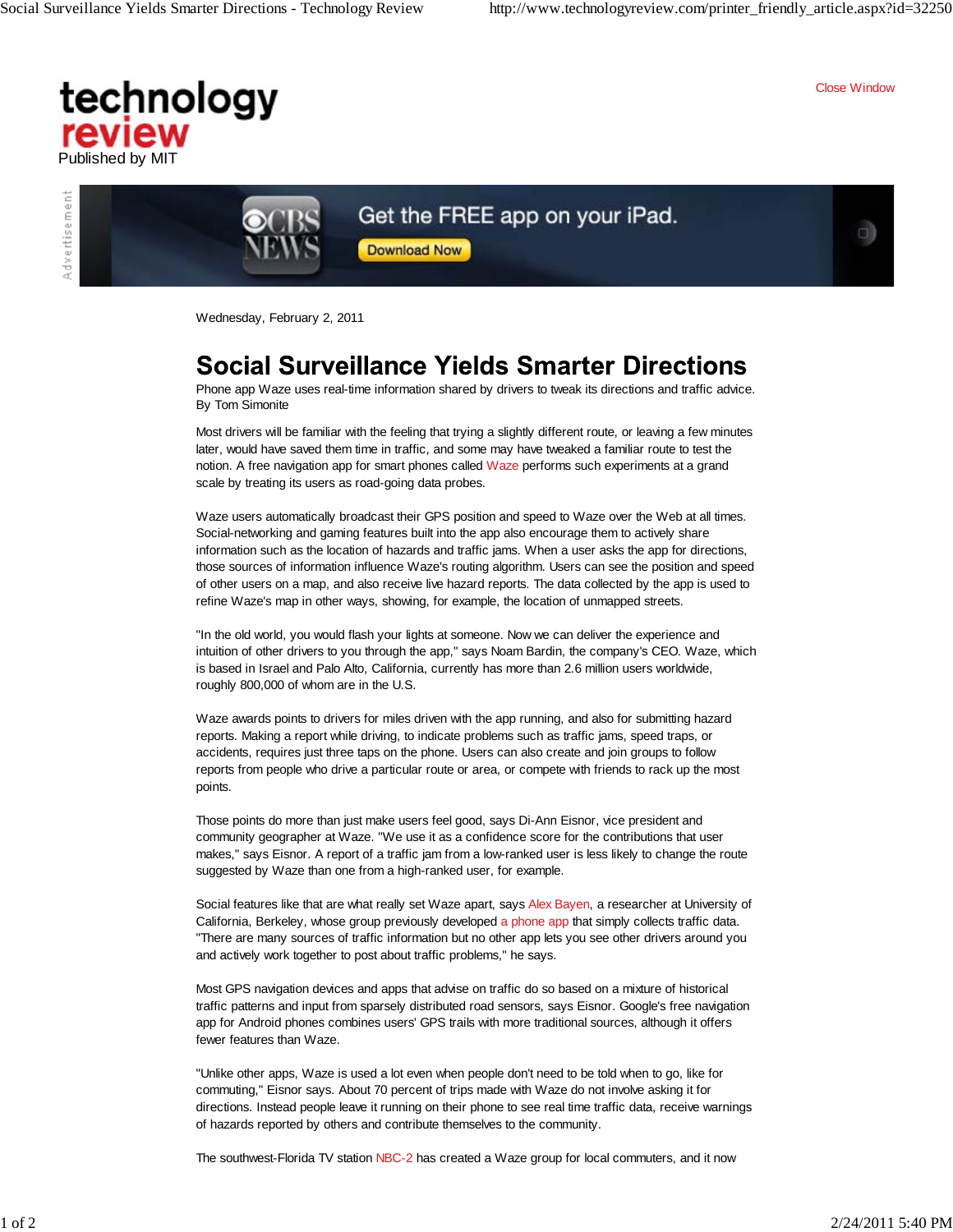Wednesday, February 2, 2011

# Social Surveillance Yields Smarter Directions

Phone app Waze uses real-time information shared by drivers to tweak its directions and traffic advice.
By Tom Simonite

Most drivers will be familiar with the feeling that trying a slightly different route, or leaving a few minutes later, would have saved them time in traffic, and some may have tweaked a familiar route to test the notion. A free navigation app for smart phones called Waze performs such experiments at a grand scale by treating its users as road-going data probes.

Waze users automatically broadcast their GPS position and speed to Waze over the Web at all times. Social-networking and gaming features built into the app also encourage them to actively share information such as the location of hazards and traffic jams. When a user asks the app for directions, those sources of information influence Waze's routing algorithm. Users can see the position and speed of other users on a map, and also receive live hazard reports. The data collected by the app is used to refine Waze's map in other ways, showing, for example, the location of unmapped streets.

"In the old world, you would flash your lights at someone. Now we can deliver the experience and intuition of other drivers to you through the app," says Noam Bardin, the company's CEO. Waze, which is based in Israel and Palo Alto, California, currently has more than 2.6 million users worldwide, roughly 800,000 of whom are in the U.S.

Waze awards points to drivers for miles driven with the app running, and also for submitting hazard reports. Making a report while driving, to indicate problems such as traffic jams, speed traps, or accidents, requires just three taps on the phone. Users can also create and join groups to follow reports from people who drive a particular route or area, or compete with friends to rack up the most points.

Those points do more than just make users feel good, says Di-Ann Eisnor, vice president and community geographer at Waze. "We use it as a confidence score for the contributions that user makes," says Eisnor. A report of a traffic jam from a low-ranked user is less likely to change the route suggested by Waze than one from a high-ranked user, for example.

Social features like that are what really set Waze apart, says Alex Bayen, a researcher at University of California, Berkeley, whose group previously developed a phone app that simply collects traffic data. "There are many sources of traffic information but no other app lets you see other drivers around you and actively work together to post about traffic problems," he says.

Most GPS navigation devices and apps that advise on traffic do so based on a mixture of historical traffic patterns and input from sparsely distributed road sensors, says Eisnor. Google's free navigation app for Android phones combines users' GPS trails with more traditional sources, although it offers fewer features than Waze.

"Unlike other apps, Waze is used a lot even when people don't need to be told when to go, like for commuting," Eisnor says. About 70 percent of trips made with Waze do not involve asking it for directions. Instead people leave it running on their phone to see real time traffic data, receive warnings of hazards reported by others and contribute themselves to the community.

The southwest-Florida TV station NBC-2 has created a Waze group for local commuters, and it now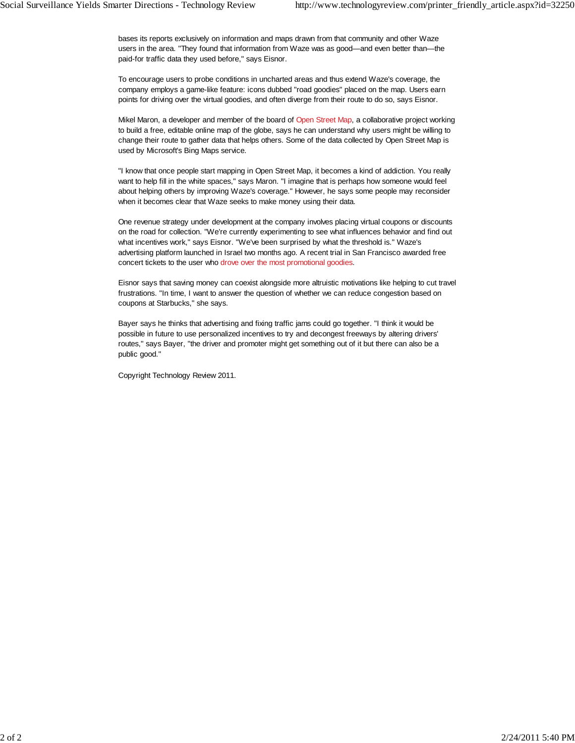bases its reports exclusively on information and maps drawn from that community and other Waze users in the area. "They found that information from Waze was as good—and even better than—the paid-for traffic data they used before," says Eisnor.

To encourage users to probe conditions in uncharted areas and thus extend Waze's coverage, the company employs a game-like feature: icons dubbed "road goodies" placed on the map. Users earn points for driving over the virtual goodies, and often diverge from their route to do so, says Eisnor.

Mikel Maron, a developer and member of the board of Open Street Map, a collaborative project working to build a free, editable online map of the globe, says he can understand why users might be willing to change their route to gather data that helps others. Some of the data collected by Open Street Map is used by Microsoft's Bing Maps service.

"I know that once people start mapping in Open Street Map, it becomes a kind of addiction. You really want to help fill in the white spaces," says Maron. "I imagine that is perhaps how someone would feel about helping others by improving Waze's coverage." However, he says some people may reconsider when it becomes clear that Waze seeks to make money using their data.

One revenue strategy under development at the company involves placing virtual coupons or discounts on the road for collection. "We're currently experimenting to see what influences behavior and find out what incentives work," says Eisnor. "We've been surprised by what the threshold is." Waze's advertising platform launched in Israel two months ago. A recent trial in San Francisco awarded free concert tickets to the user who drove over the most promotional goodies.

Eisnor says that saving money can coexist alongside more altruistic motivations like helping to cut travel frustrations. "In time, I want to answer the question of whether we can reduce congestion based on coupons at Starbucks," she says.

Bayer says he thinks that advertising and fixing traffic jams could go together. "I think it would be possible in future to use personalized incentives to try and decongest freeways by altering drivers' routes," says Bayer, "the driver and promoter might get something out of it but there can also be a public good."

Copyright Technology Review 2011.